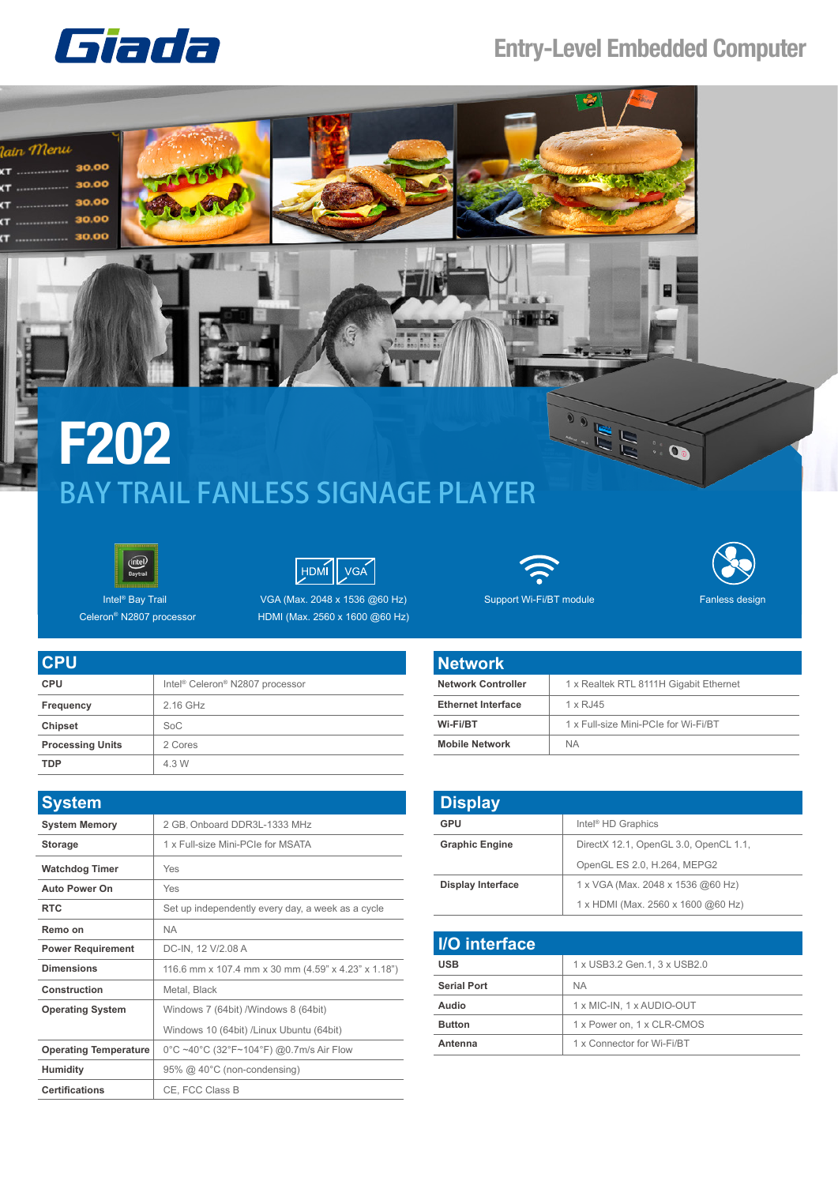Giada

Entry-Level Embedded Computer

# F202

## BAY TRAIL FANLESS SIGNAGE PLAYER

Intel® Bay Trail Celeron® N2807 processor

VGA (Max. 2048 x 1536 @60 Hz)
HDMI (Max. 2560 x 1600 @60 Hz)

Support Wi-Fi/BT module

Fanless design

## CPU

| CPU | Intel® Celeron® N2807 processor |
| --- | --- |
| Frequency | 2.16 GHz |
| Chipset | SoC |
| Processing Units | 2 Cores |
| TDP | 4.3 W |

## Network

| Network Controller | 1 x Realtek RTL 8111H Gigabit Ethernet |
| --- | --- |
| Ethernet Interface | 1 x RJ45 |
| Wi-Fi/BT | 1 x Full-size Mini-PCIe for Wi-Fi/BT |
| Mobile Network | NA |

## System

| System Memory | 2 GB. Onboard DDR3L-1333 MHz |
| --- | --- |
| Storage | 1 x Full-size Mini-PCIe for MSATA |
| Watchdog Timer | Yes |
| Auto Power On | Yes |
| RTC | Set up independently every day, a week as a cycle |
| Remo on | NA |
| Power Requirement | DC-IN, 12 V/2.08 A |
| Dimensions | 116.6 mm x 107.4 mm x 30 mm (4.59" x 4.23" x 1.18") |
| Construction | Metal, Black |
| Operating System | Windows 7 (64bit) /Windows 8 (64bit)<br>Windows 10 (64bit) /Linux Ubuntu (64bit) |
| Operating Temperature | 0°C ~40°C (32°F~104°F) @0.7m/s Air Flow |
| Humidity | 95% @ 40°C (non-condensing) |
| Certifications | CE, FCC Class B |

## Display

| GPU | Intel® HD Graphics |
| --- | --- |
| Graphic Engine | DirectX 12.1, OpenGL 3.0, OpenCL 1.1,<br>OpenGL ES 2.0, H.264, MEPG2 |
| Display Interface | 1 x VGA (Max. 2048 x 1536 @60 Hz)<br>1 x HDMI (Max. 2560 x 1600 @60 Hz) |

## I/O interface

| USB | 1 x USB3.2 Gen.1, 3 x USB2.0 |
| --- | --- |
| Serial Port | NA |
| Audio | 1 x MIC-IN, 1 x AUDIO-OUT |
| Button | 1 x Power on, 1 x CLR-CMOS |
| Antenna | 1 x Connector for Wi-Fi/BT |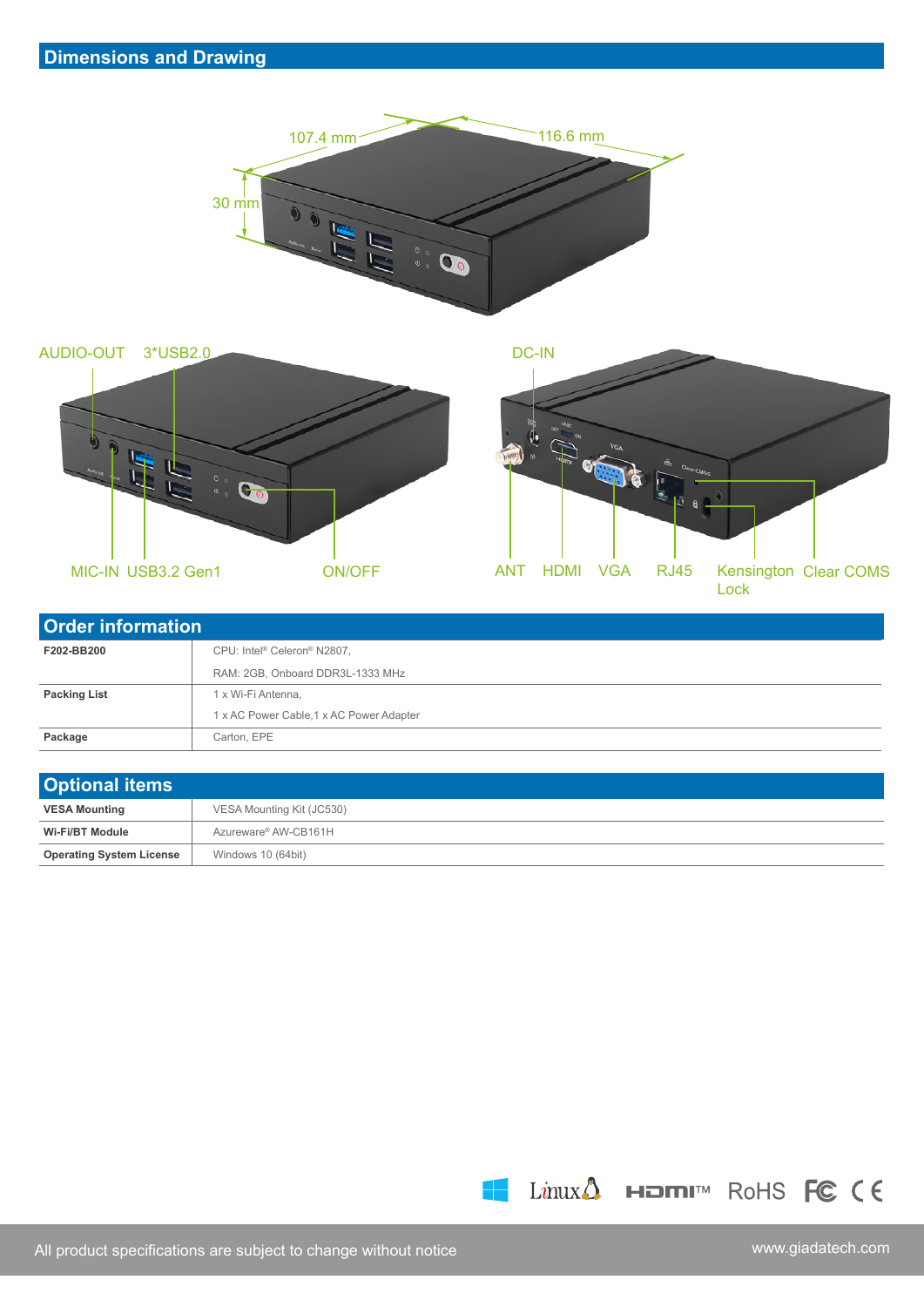## Dimensions and Drawing

107.4 mm

116.6 mm

30 mm

AUDIO-OUT 3*USB2.0

MIC-IN USB3.2 Gen1 ON/OFF

DC-IN

ANT HDMI VGA RJ45 Kensington Lock Clear COMS

## Order information

| | |
|---|---|
| **F202-BB200** | CPU: Intel® Celeron® N2807,<br>RAM: 2GB, Onboard DDR3L-1333 MHz |
| **Packing List** | 1 x Wi-Fi Antenna,<br>1 x AC Power Cable,1 x AC Power Adapter |
| **Package** | Carton, EPE |

## Optional items

| | |
|---|---|
| **VESA Mounting** | VESA Mounting Kit (JC530) |
| **Wi-Fi/BT Module** | Azureware® AW-CB161H |
| **Operating System License** | Windows 10 (64bit) |

Linux HDMI™ RoHS FC CE

All product specifications are subject to change without notice

www.giadatech.com